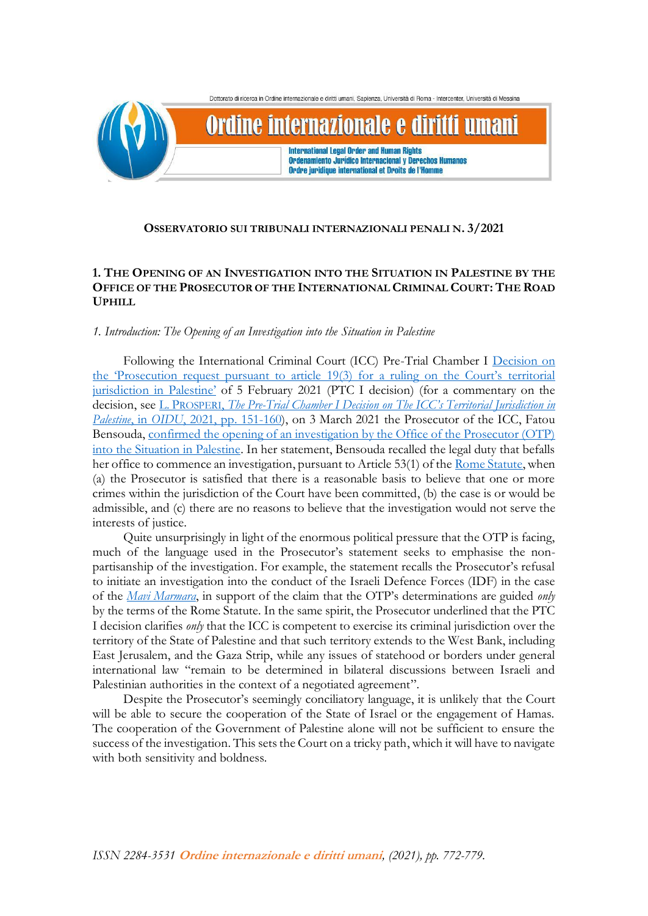**OSSERVATORIO SUI TRIBUNALI INTERNAZIONALI PENALI N. 3/2021**

## 1. THE OPENING OF AN INVESTIGATION INTO THE SITUATION IN PALESTINE BY THE OFFICE OF THE PROSECUTOR OF THE INTERNATIONAL CRIMINAL COURT: THE ROAD UPHILL

### *1. Introduction: The Opening of an Investigation into the Situation in Palestine*

Following the International Criminal Court (ICC) Pre-Trial Chamber I Decision on the 'Prosecution request pursuant to article 19(3) for a ruling on the Court's territorial jurisdiction in Palestine' of 5 February 2021 (PTC I decision) (for a commentary on the decision, see L. PROSPERI, *The Pre-Trial Chamber I Decision on The ICC's Territorial Jurisdiction in Palestine*, in *OIDU*, 2021, pp. 151-160), on 3 March 2021 the Prosecutor of the ICC, Fatou Bensouda, confirmed the opening of an investigation by the Office of the Prosecutor (OTP) into the Situation in Palestine. In her statement, Bensouda recalled the legal duty that befalls her office to commence an investigation, pursuant to Article 53(1) of the Rome Statute, when (a) the Prosecutor is satisfied that there is a reasonable basis to believe that one or more crimes within the jurisdiction of the Court have been committed, (b) the case is or would be admissible, and (c) there are no reasons to believe that the investigation would not serve the interests of justice.

Quite unsurprisingly in light of the enormous political pressure that the OTP is facing, much of the language used in the Prosecutor's statement seeks to emphasise the non-partisanship of the investigation. For example, the statement recalls the Prosecutor's refusal to initiate an investigation into the conduct of the Israeli Defence Forces (IDF) in the case of the *Mavi Marmara*, in support of the claim that the OTP's determinations are guided *only* by the terms of the Rome Statute. In the same spirit, the Prosecutor underlined that the PTC I decision clarifies *only* that the ICC is competent to exercise its criminal jurisdiction over the territory of the State of Palestine and that such territory extends to the West Bank, including East Jerusalem, and the Gaza Strip, while any issues of statehood or borders under general international law "remain to be determined in bilateral discussions between Israeli and Palestinian authorities in the context of a negotiated agreement".

Despite the Prosecutor's seemingly conciliatory language, it is unlikely that the Court will be able to secure the cooperation of the State of Israel or the engagement of Hamas. The cooperation of the Government of Palestine alone will not be sufficient to ensure the success of the investigation. This sets the Court on a tricky path, which it will have to navigate with both sensitivity and boldness.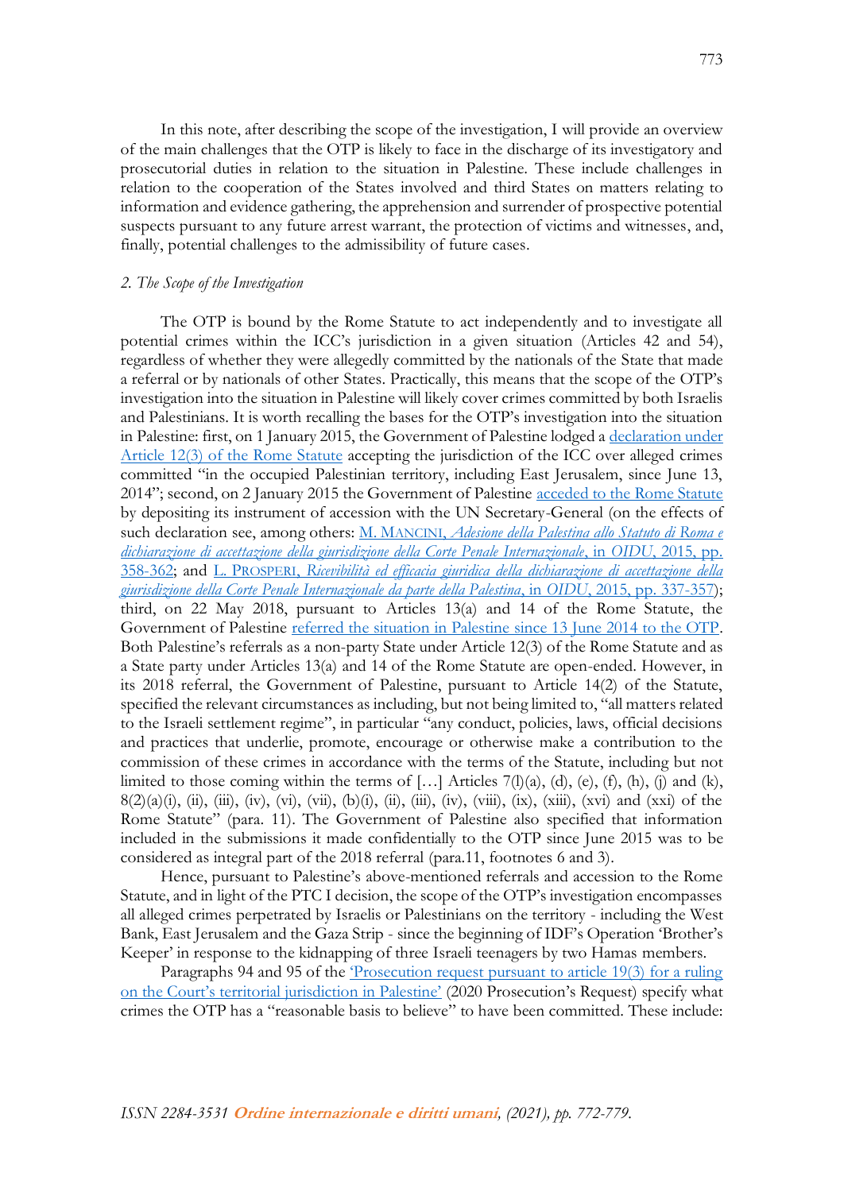In this note, after describing the scope of the investigation, I will provide an overview of the main challenges that the OTP is likely to face in the discharge of its investigatory and prosecutorial duties in relation to the situation in Palestine. These include challenges in relation to the cooperation of the States involved and third States on matters relating to information and evidence gathering, the apprehension and surrender of prospective potential suspects pursuant to any future arrest warrant, the protection of victims and witnesses, and, finally, potential challenges to the admissibility of future cases.

### *2. The Scope of the Investigation*

The OTP is bound by the Rome Statute to act independently and to investigate all potential crimes within the ICC's jurisdiction in a given situation (Articles 42 and 54), regardless of whether they were allegedly committed by the nationals of the State that made a referral or by nationals of other States. Practically, this means that the scope of the OTP's investigation into the situation in Palestine will likely cover crimes committed by both Israelis and Palestinians. It is worth recalling the bases for the OTP's investigation into the situation in Palestine: first, on 1 January 2015, the Government of Palestine lodged a declaration under Article 12(3) of the Rome Statute accepting the jurisdiction of the ICC over alleged crimes committed "in the occupied Palestinian territory, including East Jerusalem, since June 13, 2014"; second, on 2 January 2015 the Government of Palestine acceded to the Rome Statute by depositing its instrument of accession with the UN Secretary-General (on the effects of such declaration see, among others: M. MANCINI, *Adesione della Palestina allo Statuto di Roma e dichiarazione di accettazione della giurisdizione della Corte Penale Internazionale*, in *OIDU*, 2015, pp. 358-362; and L. PROSPERI, *Ricevibilità ed efficacia giuridica della dichiarazione di accettazione della giurisdizione della Corte Penale Internazionale da parte della Palestina*, in *OIDU*, 2015, pp. 337-357); third, on 22 May 2018, pursuant to Articles 13(a) and 14 of the Rome Statute, the Government of Palestine referred the situation in Palestine since 13 June 2014 to the OTP. Both Palestine's referrals as a non-party State under Article 12(3) of the Rome Statute and as a State party under Articles 13(a) and 14 of the Rome Statute are open-ended. However, in its 2018 referral, the Government of Palestine, pursuant to Article 14(2) of the Statute, specified the relevant circumstances as including, but not being limited to, "all matters related to the Israeli settlement regime", in particular "any conduct, policies, laws, official decisions and practices that underlie, promote, encourage or otherwise make a contribution to the commission of these crimes in accordance with the terms of the Statute, including but not limited to those coming within the terms of […] Articles 7(l)(a), (d), (e), (f), (h), (j) and (k), 8(2)(a)(i), (ii), (iii), (iv), (vi), (vii), (b)(i), (ii), (iii), (iv), (viii), (ix), (xiii), (xvi) and (xxi) of the Rome Statute" (para. 11). The Government of Palestine also specified that information included in the submissions it made confidentially to the OTP since June 2015 was to be considered as integral part of the 2018 referral (para.11, footnotes 6 and 3).

Hence, pursuant to Palestine's above-mentioned referrals and accession to the Rome Statute, and in light of the PTC I decision, the scope of the OTP's investigation encompasses all alleged crimes perpetrated by Israelis or Palestinians on the territory - including the West Bank, East Jerusalem and the Gaza Strip - since the beginning of IDF's Operation 'Brother's Keeper' in response to the kidnapping of three Israeli teenagers by two Hamas members.

Paragraphs 94 and 95 of the 'Prosecution request pursuant to article 19(3) for a ruling on the Court's territorial jurisdiction in Palestine' (2020 Prosecution's Request) specify what crimes the OTP has a "reasonable basis to believe" to have been committed. These include: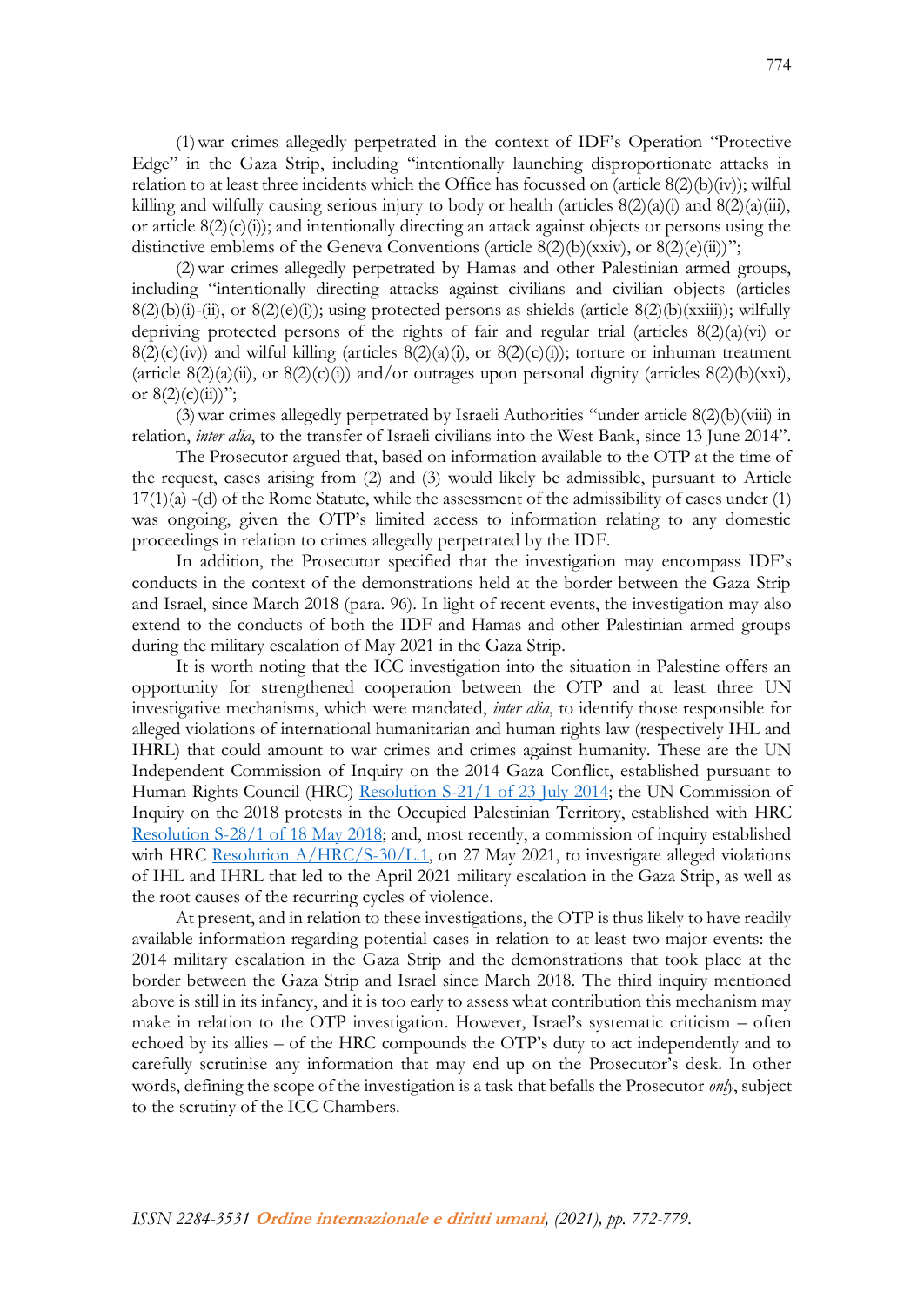(1) war crimes allegedly perpetrated in the context of IDF's Operation "Protective Edge" in the Gaza Strip, including "intentionally launching disproportionate attacks in relation to at least three incidents which the Office has focussed on (article 8(2)(b)(iv)); wilful killing and wilfully causing serious injury to body or health (articles 8(2)(a)(i) and 8(2)(a)(iii), or article 8(2)(c)(i)); and intentionally directing an attack against objects or persons using the distinctive emblems of the Geneva Conventions (article 8(2)(b)(xxiv), or 8(2)(e)(ii))";

(2) war crimes allegedly perpetrated by Hamas and other Palestinian armed groups, including "intentionally directing attacks against civilians and civilian objects (articles 8(2)(b)(i)-(ii), or 8(2)(e)(i)); using protected persons as shields (article 8(2)(b)(xxiii)); wilfully depriving protected persons of the rights of fair and regular trial (articles 8(2)(a)(vi) or 8(2)(c)(iv)) and wilful killing (articles 8(2)(a)(i), or 8(2)(c)(i)); torture or inhuman treatment (article 8(2)(a)(ii), or 8(2)(c)(i)) and/or outrages upon personal dignity (articles 8(2)(b)(xxi), or 8(2)(c)(ii))";

(3) war crimes allegedly perpetrated by Israeli Authorities "under article 8(2)(b)(viii) in relation, *inter alia*, to the transfer of Israeli civilians into the West Bank, since 13 June 2014".

The Prosecutor argued that, based on information available to the OTP at the time of the request, cases arising from (2) and (3) would likely be admissible, pursuant to Article 17(1)(a) -(d) of the Rome Statute, while the assessment of the admissibility of cases under (1) was ongoing, given the OTP's limited access to information relating to any domestic proceedings in relation to crimes allegedly perpetrated by the IDF.

In addition, the Prosecutor specified that the investigation may encompass IDF's conducts in the context of the demonstrations held at the border between the Gaza Strip and Israel, since March 2018 (para. 96). In light of recent events, the investigation may also extend to the conducts of both the IDF and Hamas and other Palestinian armed groups during the military escalation of May 2021 in the Gaza Strip.

It is worth noting that the ICC investigation into the situation in Palestine offers an opportunity for strengthened cooperation between the OTP and at least three UN investigative mechanisms, which were mandated, *inter alia*, to identify those responsible for alleged violations of international humanitarian and human rights law (respectively IHL and IHRL) that could amount to war crimes and crimes against humanity. These are the UN Independent Commission of Inquiry on the 2014 Gaza Conflict, established pursuant to Human Rights Council (HRC) Resolution S-21/1 of 23 July 2014; the UN Commission of Inquiry on the 2018 protests in the Occupied Palestinian Territory, established with HRC Resolution S-28/1 of 18 May 2018; and, most recently, a commission of inquiry established with HRC Resolution A/HRC/S-30/L.1, on 27 May 2021, to investigate alleged violations of IHL and IHRL that led to the April 2021 military escalation in the Gaza Strip, as well as the root causes of the recurring cycles of violence.

At present, and in relation to these investigations, the OTP is thus likely to have readily available information regarding potential cases in relation to at least two major events: the 2014 military escalation in the Gaza Strip and the demonstrations that took place at the border between the Gaza Strip and Israel since March 2018. The third inquiry mentioned above is still in its infancy, and it is too early to assess what contribution this mechanism may make in relation to the OTP investigation. However, Israel's systematic criticism – often echoed by its allies – of the HRC compounds the OTP's duty to act independently and to carefully scrutinise any information that may end up on the Prosecutor's desk. In other words, defining the scope of the investigation is a task that befalls the Prosecutor *only*, subject to the scrutiny of the ICC Chambers.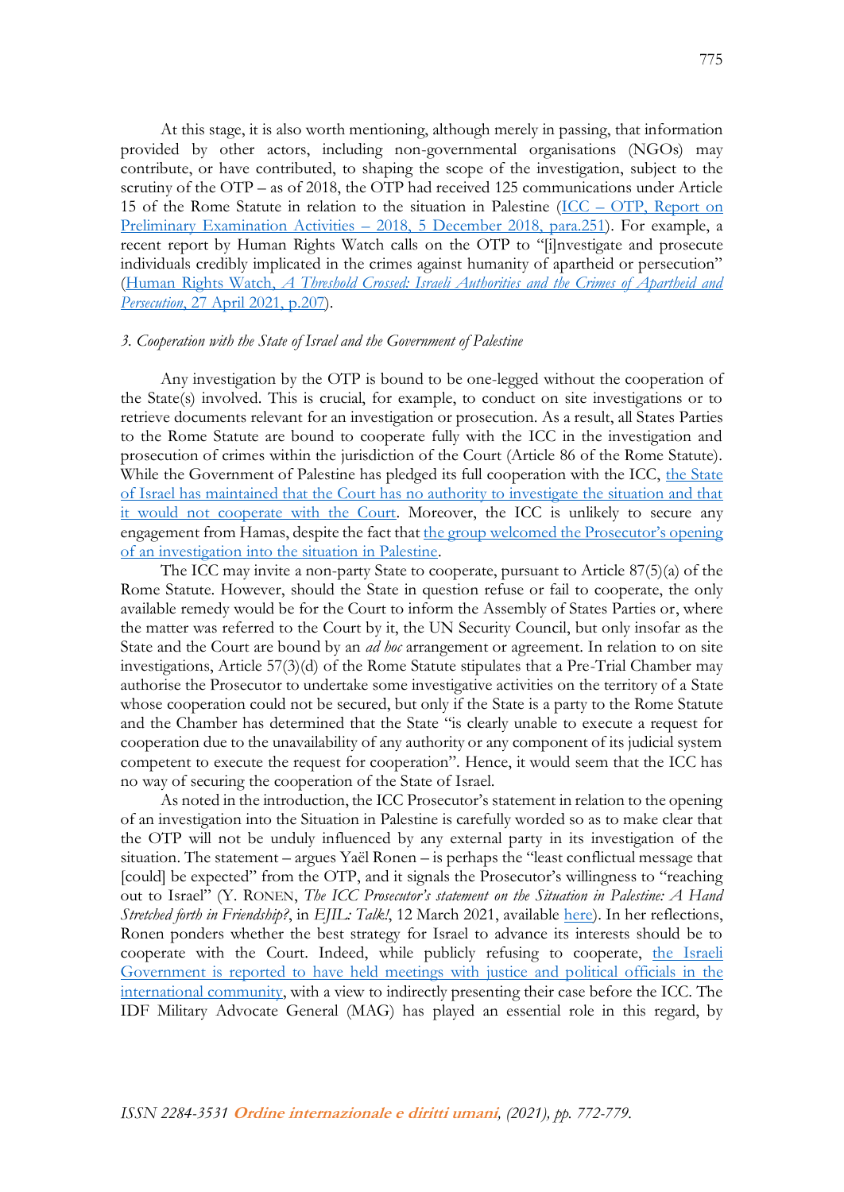At this stage, it is also worth mentioning, although merely in passing, that information provided by other actors, including non-governmental organisations (NGOs) may contribute, or have contributed, to shaping the scope of the investigation, subject to the scrutiny of the OTP – as of 2018, the OTP had received 125 communications under Article 15 of the Rome Statute in relation to the situation in Palestine (ICC – OTP, Report on Preliminary Examination Activities – 2018, 5 December 2018, para.251). For example, a recent report by Human Rights Watch calls on the OTP to "[i]nvestigate and prosecute individuals credibly implicated in the crimes against humanity of apartheid or persecution" (Human Rights Watch, *A Threshold Crossed: Israeli Authorities and the Crimes of Apartheid and Persecution*, 27 April 2021, p.207).

### *3. Cooperation with the State of Israel and the Government of Palestine*

Any investigation by the OTP is bound to be one-legged without the cooperation of the State(s) involved. This is crucial, for example, to conduct on site investigations or to retrieve documents relevant for an investigation or prosecution. As a result, all States Parties to the Rome Statute are bound to cooperate fully with the ICC in the investigation and prosecution of crimes within the jurisdiction of the Court (Article 86 of the Rome Statute). While the Government of Palestine has pledged its full cooperation with the ICC, the State of Israel has maintained that the Court has no authority to investigate the situation and that it would not cooperate with the Court. Moreover, the ICC is unlikely to secure any engagement from Hamas, despite the fact that the group welcomed the Prosecutor's opening of an investigation into the situation in Palestine.

The ICC may invite a non-party State to cooperate, pursuant to Article 87(5)(a) of the Rome Statute. However, should the State in question refuse or fail to cooperate, the only available remedy would be for the Court to inform the Assembly of States Parties or, where the matter was referred to the Court by it, the UN Security Council, but only insofar as the State and the Court are bound by an *ad hoc* arrangement or agreement. In relation to on site investigations, Article 57(3)(d) of the Rome Statute stipulates that a Pre-Trial Chamber may authorise the Prosecutor to undertake some investigative activities on the territory of a State whose cooperation could not be secured, but only if the State is a party to the Rome Statute and the Chamber has determined that the State "is clearly unable to execute a request for cooperation due to the unavailability of any authority or any component of its judicial system competent to execute the request for cooperation". Hence, it would seem that the ICC has no way of securing the cooperation of the State of Israel.

As noted in the introduction, the ICC Prosecutor's statement in relation to the opening of an investigation into the Situation in Palestine is carefully worded so as to make clear that the OTP will not be unduly influenced by any external party in its investigation of the situation. The statement – argues Yaël Ronen – is perhaps the "least conflictual message that [could] be expected" from the OTP, and it signals the Prosecutor's willingness to "reaching out to Israel" (Y. RONEN, *The ICC Prosecutor's statement on the Situation in Palestine: A Hand Stretched forth in Friendship?*, in *EJIL: Talk!*, 12 March 2021, available here). In her reflections, Ronen ponders whether the best strategy for Israel to advance its interests should be to cooperate with the Court. Indeed, while publicly refusing to cooperate, the Israeli Government is reported to have held meetings with justice and political officials in the international community, with a view to indirectly presenting their case before the ICC. The IDF Military Advocate General (MAG) has played an essential role in this regard, by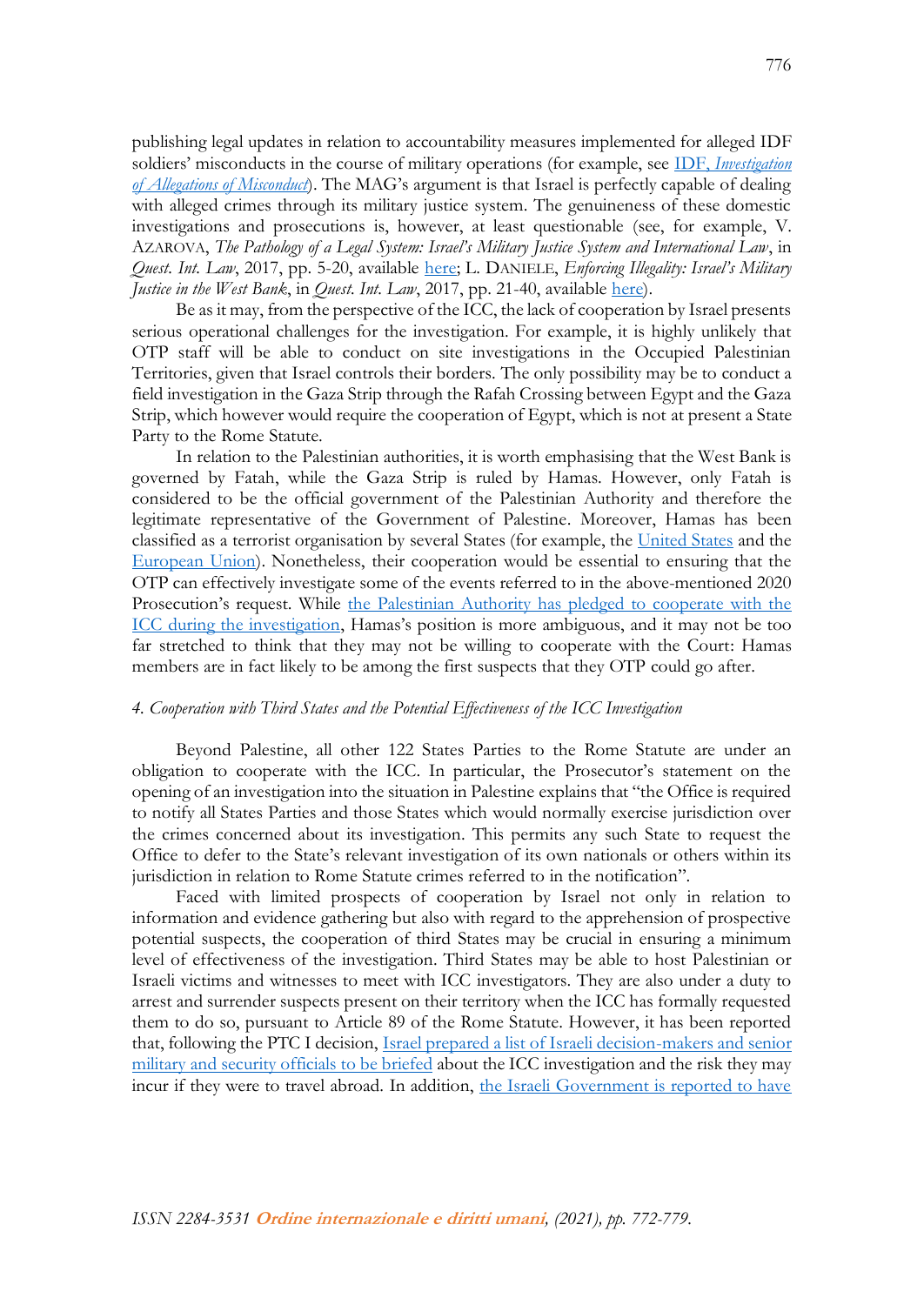publishing legal updates in relation to accountability measures implemented for alleged IDF soldiers' misconducts in the course of military operations (for example, see [IDF, *Investigation of Allegations of Misconduct*]). The MAG's argument is that Israel is perfectly capable of dealing with alleged crimes through its military justice system. The genuineness of these domestic investigations and prosecutions is, however, at least questionable (see, for example, V. AZAROVA, *The Pathology of a Legal System: Israel's Military Justice System and International Law*, in *Quest. Int. Law*, 2017, pp. 5-20, available [here]; L. DANIELE, *Enforcing Illegality: Israel's Military Justice in the West Bank*, in *Quest. Int. Law*, 2017, pp. 21-40, available [here]).

Be as it may, from the perspective of the ICC, the lack of cooperation by Israel presents serious operational challenges for the investigation. For example, it is highly unlikely that OTP staff will be able to conduct on site investigations in the Occupied Palestinian Territories, given that Israel controls their borders. The only possibility may be to conduct a field investigation in the Gaza Strip through the Rafah Crossing between Egypt and the Gaza Strip, which however would require the cooperation of Egypt, which is not at present a State Party to the Rome Statute.

In relation to the Palestinian authorities, it is worth emphasising that the West Bank is governed by Fatah, while the Gaza Strip is ruled by Hamas. However, only Fatah is considered to be the official government of the Palestinian Authority and therefore the legitimate representative of the Government of Palestine. Moreover, Hamas has been classified as a terrorist organisation by several States (for example, the [United States] and the [European Union]). Nonetheless, their cooperation would be essential to ensuring that the OTP can effectively investigate some of the events referred to in the above-mentioned 2020 Prosecution's request. While [the Palestinian Authority has pledged to cooperate with the ICC during the investigation], Hamas's position is more ambiguous, and it may not be too far stretched to think that they may not be willing to cooperate with the Court: Hamas members are in fact likely to be among the first suspects that they OTP could go after.

#### *4. Cooperation with Third States and the Potential Effectiveness of the ICC Investigation*

Beyond Palestine, all other 122 States Parties to the Rome Statute are under an obligation to cooperate with the ICC. In particular, the Prosecutor's statement on the opening of an investigation into the situation in Palestine explains that "the Office is required to notify all States Parties and those States which would normally exercise jurisdiction over the crimes concerned about its investigation. This permits any such State to request the Office to defer to the State's relevant investigation of its own nationals or others within its jurisdiction in relation to Rome Statute crimes referred to in the notification".

Faced with limited prospects of cooperation by Israel not only in relation to information and evidence gathering but also with regard to the apprehension of prospective potential suspects, the cooperation of third States may be crucial in ensuring a minimum level of effectiveness of the investigation. Third States may be able to host Palestinian or Israeli victims and witnesses to meet with ICC investigators. They are also under a duty to arrest and surrender suspects present on their territory when the ICC has formally requested them to do so, pursuant to Article 89 of the Rome Statute. However, it has been reported that, following the PTC I decision, [Israel prepared a list of Israeli decision-makers and senior military and security officials to be briefed] about the ICC investigation and the risk they may incur if they were to travel abroad. In addition, [the Israeli Government is reported to have]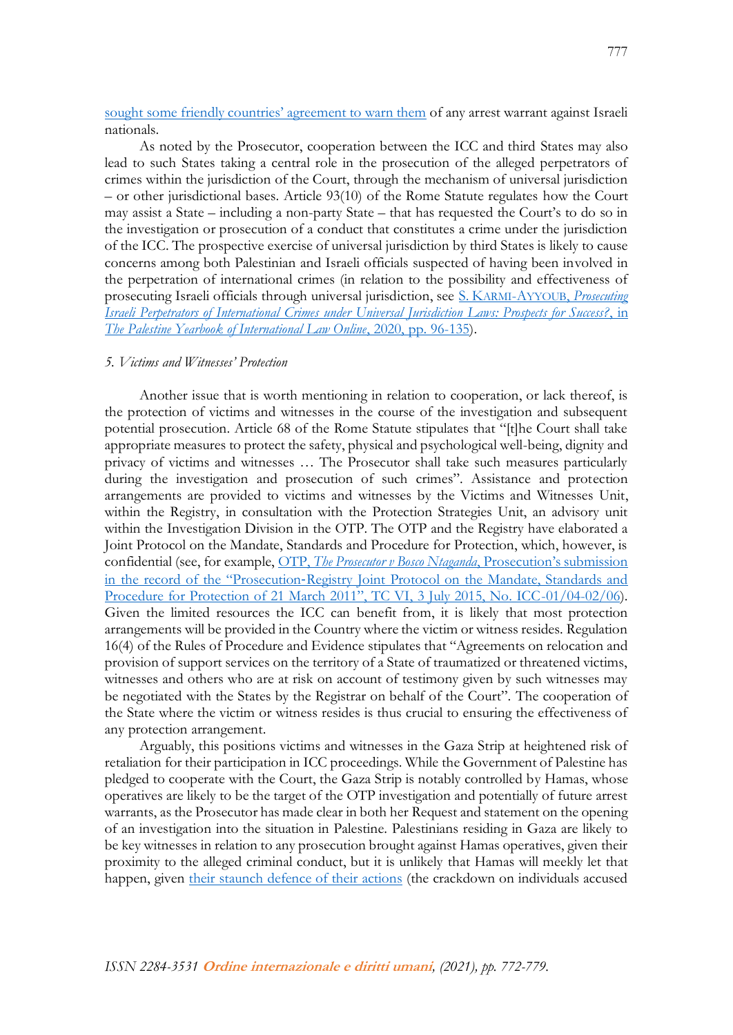sought some friendly countries' agreement to warn them of any arrest warrant against Israeli nationals.

As noted by the Prosecutor, cooperation between the ICC and third States may also lead to such States taking a central role in the prosecution of the alleged perpetrators of crimes within the jurisdiction of the Court, through the mechanism of universal jurisdiction – or other jurisdictional bases. Article 93(10) of the Rome Statute regulates how the Court may assist a State – including a non-party State – that has requested the Court's to do so in the investigation or prosecution of a conduct that constitutes a crime under the jurisdiction of the ICC. The prospective exercise of universal jurisdiction by third States is likely to cause concerns among both Palestinian and Israeli officials suspected of having been involved in the perpetration of international crimes (in relation to the possibility and effectiveness of prosecuting Israeli officials through universal jurisdiction, see S. KARMI-AYYOUB, *Prosecuting Israeli Perpetrators of International Crimes under Universal Jurisdiction Laws: Prospects for Success?*, in *The Palestine Yearbook of International Law Online*, 2020, pp. 96-135).

### *5. Victims and Witnesses' Protection*

Another issue that is worth mentioning in relation to cooperation, or lack thereof, is the protection of victims and witnesses in the course of the investigation and subsequent potential prosecution. Article 68 of the Rome Statute stipulates that "[t]he Court shall take appropriate measures to protect the safety, physical and psychological well-being, dignity and privacy of victims and witnesses … The Prosecutor shall take such measures particularly during the investigation and prosecution of such crimes". Assistance and protection arrangements are provided to victims and witnesses by the Victims and Witnesses Unit, within the Registry, in consultation with the Protection Strategies Unit, an advisory unit within the Investigation Division in the OTP. The OTP and the Registry have elaborated a Joint Protocol on the Mandate, Standards and Procedure for Protection, which, however, is confidential (see, for example, OTP, *The Prosecutor v Bosco Ntaganda*, Prosecution's submission in the record of the "Prosecution-Registry Joint Protocol on the Mandate, Standards and Procedure for Protection of 21 March 2011", TC VI, 3 July 2015, No. ICC-01/04-02/06). Given the limited resources the ICC can benefit from, it is likely that most protection arrangements will be provided in the Country where the victim or witness resides. Regulation 16(4) of the Rules of Procedure and Evidence stipulates that "Agreements on relocation and provision of support services on the territory of a State of traumatized or threatened victims, witnesses and others who are at risk on account of testimony given by such witnesses may be negotiated with the States by the Registrar on behalf of the Court". The cooperation of the State where the victim or witness resides is thus crucial to ensuring the effectiveness of any protection arrangement.

Arguably, this positions victims and witnesses in the Gaza Strip at heightened risk of retaliation for their participation in ICC proceedings. While the Government of Palestine has pledged to cooperate with the Court, the Gaza Strip is notably controlled by Hamas, whose operatives are likely to be the target of the OTP investigation and potentially of future arrest warrants, as the Prosecutor has made clear in both her Request and statement on the opening of an investigation into the situation in Palestine. Palestinians residing in Gaza are likely to be key witnesses in relation to any prosecution brought against Hamas operatives, given their proximity to the alleged criminal conduct, but it is unlikely that Hamas will meekly let that happen, given their staunch defence of their actions (the crackdown on individuals accused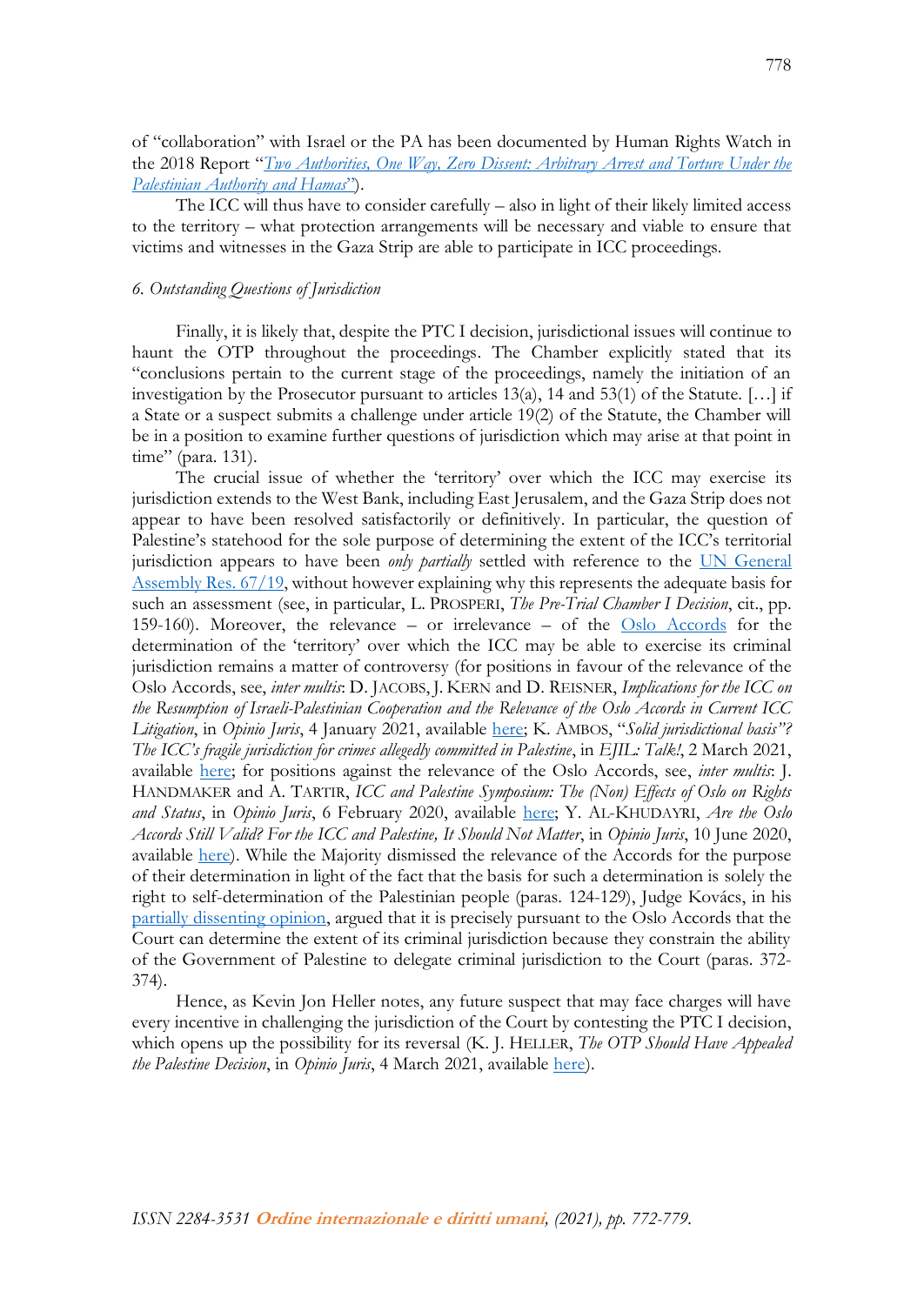of "collaboration" with Israel or the PA has been documented by Human Rights Watch in the 2018 Report "[*Two Authorities, One Way, Zero Dissent: Arbitrary Arrest and Torture Under the Palestinian Authority and Hamas*]").

The ICC will thus have to consider carefully – also in light of their likely limited access to the territory – what protection arrangements will be necessary and viable to ensure that victims and witnesses in the Gaza Strip are able to participate in ICC proceedings.

### *6. Outstanding Questions of Jurisdiction*

Finally, it is likely that, despite the PTC I decision, jurisdictional issues will continue to haunt the OTP throughout the proceedings. The Chamber explicitly stated that its "conclusions pertain to the current stage of the proceedings, namely the initiation of an investigation by the Prosecutor pursuant to articles 13(a), 14 and 53(1) of the Statute. […] if a State or a suspect submits a challenge under article 19(2) of the Statute, the Chamber will be in a position to examine further questions of jurisdiction which may arise at that point in time" (para. 131).

The crucial issue of whether the 'territory' over which the ICC may exercise its jurisdiction extends to the West Bank, including East Jerusalem, and the Gaza Strip does not appear to have been resolved satisfactorily or definitively. In particular, the question of Palestine's statehood for the sole purpose of determining the extent of the ICC's territorial jurisdiction appears to have been *only partially* settled with reference to the UN General Assembly Res. 67/19, without however explaining why this represents the adequate basis for such an assessment (see, in particular, L. PROSPERI, *The Pre-Trial Chamber I Decision*, cit., pp. 159-160). Moreover, the relevance – or irrelevance – of the Oslo Accords for the determination of the 'territory' over which the ICC may be able to exercise its criminal jurisdiction remains a matter of controversy (for positions in favour of the relevance of the Oslo Accords, see, *inter multis*: D. JACOBS, J. KERN and D. REISNER, *Implications for the ICC on the Resumption of Israeli-Palestinian Cooperation and the Relevance of the Oslo Accords in Current ICC Litigation*, in *Opinio Juris*, 4 January 2021, available here; K. AMBOS, "*Solid jurisdictional basis"? The ICC's fragile jurisdiction for crimes allegedly committed in Palestine*, in *EJIL: Talk!*, 2 March 2021, available here; for positions against the relevance of the Oslo Accords, see, *inter multis*: J. HANDMAKER and A. TARTIR, *ICC and Palestine Symposium: The (Non) Effects of Oslo on Rights and Status*, in *Opinio Juris*, 6 February 2020, available here; Y. AL-KHUDAYRI, *Are the Oslo Accords Still Valid? For the ICC and Palestine, It Should Not Matter*, in *Opinio Juris*, 10 June 2020, available here). While the Majority dismissed the relevance of the Accords for the purpose of their determination in light of the fact that the basis for such a determination is solely the right to self-determination of the Palestinian people (paras. 124-129), Judge Kovács, in his partially dissenting opinion, argued that it is precisely pursuant to the Oslo Accords that the Court can determine the extent of its criminal jurisdiction because they constrain the ability of the Government of Palestine to delegate criminal jurisdiction to the Court (paras. 372-374).

Hence, as Kevin Jon Heller notes, any future suspect that may face charges will have every incentive in challenging the jurisdiction of the Court by contesting the PTC I decision, which opens up the possibility for its reversal (K. J. HELLER, *The OTP Should Have Appealed the Palestine Decision*, in *Opinio Juris*, 4 March 2021, available here).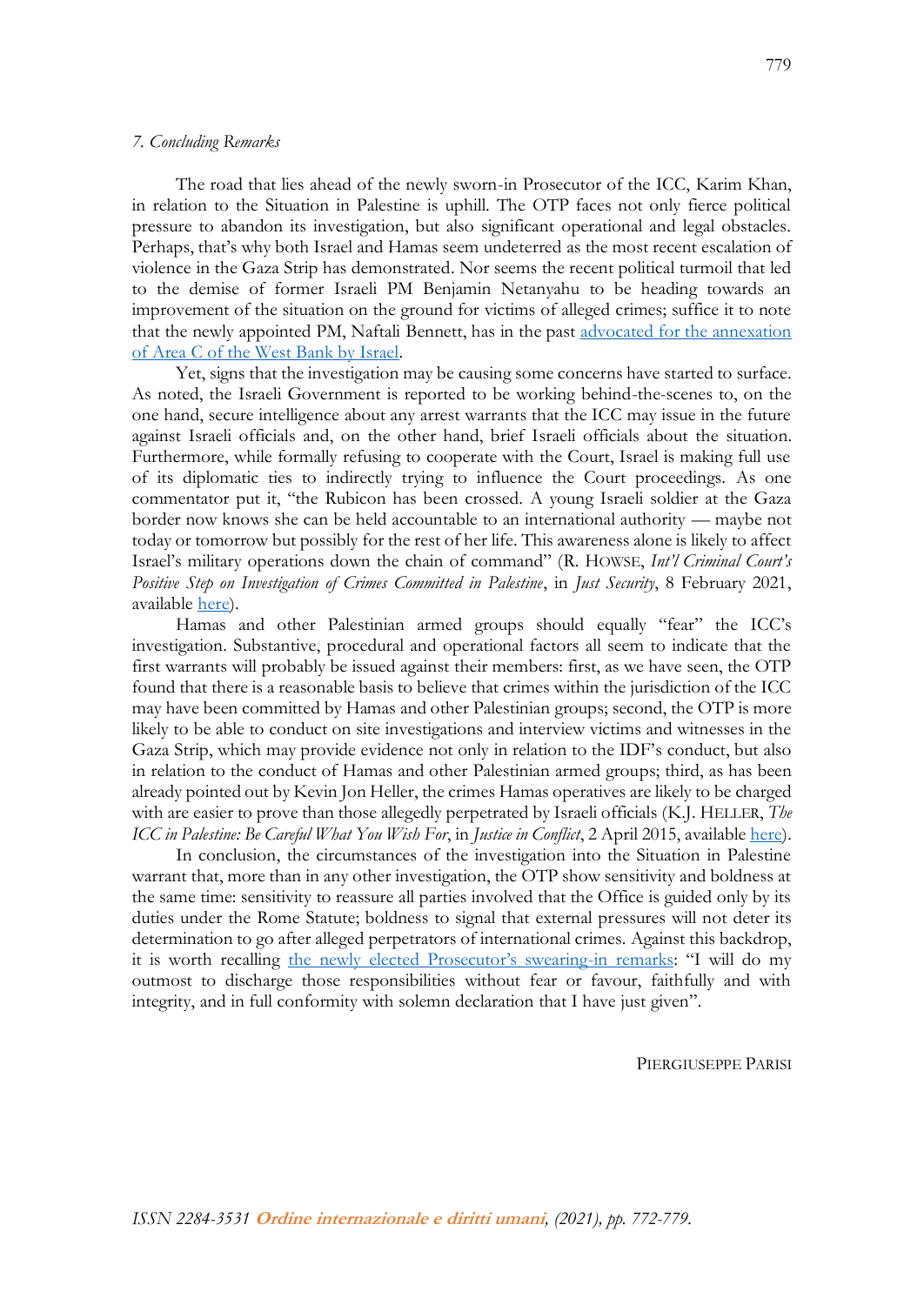*7. Concluding Remarks*

The road that lies ahead of the newly sworn-in Prosecutor of the ICC, Karim Khan, in relation to the Situation in Palestine is uphill. The OTP faces not only fierce political pressure to abandon its investigation, but also significant operational and legal obstacles. Perhaps, that's why both Israel and Hamas seem undeterred as the most recent escalation of violence in the Gaza Strip has demonstrated. Nor seems the recent political turmoil that led to the demise of former Israeli PM Benjamin Netanyahu to be heading towards an improvement of the situation on the ground for victims of alleged crimes; suffice it to note that the newly appointed PM, Naftali Bennett, has in the past advocated for the annexation of Area C of the West Bank by Israel.

Yet, signs that the investigation may be causing some concerns have started to surface. As noted, the Israeli Government is reported to be working behind-the-scenes to, on the one hand, secure intelligence about any arrest warrants that the ICC may issue in the future against Israeli officials and, on the other hand, brief Israeli officials about the situation. Furthermore, while formally refusing to cooperate with the Court, Israel is making full use of its diplomatic ties to indirectly trying to influence the Court proceedings. As one commentator put it, "the Rubicon has been crossed. A young Israeli soldier at the Gaza border now knows she can be held accountable to an international authority — maybe not today or tomorrow but possibly for the rest of her life. This awareness alone is likely to affect Israel's military operations down the chain of command" (R. HOWSE, *Int'l Criminal Court's Positive Step on Investigation of Crimes Committed in Palestine*, in *Just Security*, 8 February 2021, available here).

Hamas and other Palestinian armed groups should equally "fear" the ICC's investigation. Substantive, procedural and operational factors all seem to indicate that the first warrants will probably be issued against their members: first, as we have seen, the OTP found that there is a reasonable basis to believe that crimes within the jurisdiction of the ICC may have been committed by Hamas and other Palestinian groups; second, the OTP is more likely to be able to conduct on site investigations and interview victims and witnesses in the Gaza Strip, which may provide evidence not only in relation to the IDF's conduct, but also in relation to the conduct of Hamas and other Palestinian armed groups; third, as has been already pointed out by Kevin Jon Heller, the crimes Hamas operatives are likely to be charged with are easier to prove than those allegedly perpetrated by Israeli officials (K.J. HELLER, *The ICC in Palestine: Be Careful What You Wish For*, in *Justice in Conflict*, 2 April 2015, available here).

In conclusion, the circumstances of the investigation into the Situation in Palestine warrant that, more than in any other investigation, the OTP show sensitivity and boldness at the same time: sensitivity to reassure all parties involved that the Office is guided only by its duties under the Rome Statute; boldness to signal that external pressures will not deter its determination to go after alleged perpetrators of international crimes. Against this backdrop, it is worth recalling the newly elected Prosecutor's swearing-in remarks: "I will do my outmost to discharge those responsibilities without fear or favour, faithfully and with integrity, and in full conformity with solemn declaration that I have just given".

PIERGIUSEPPE PARISI